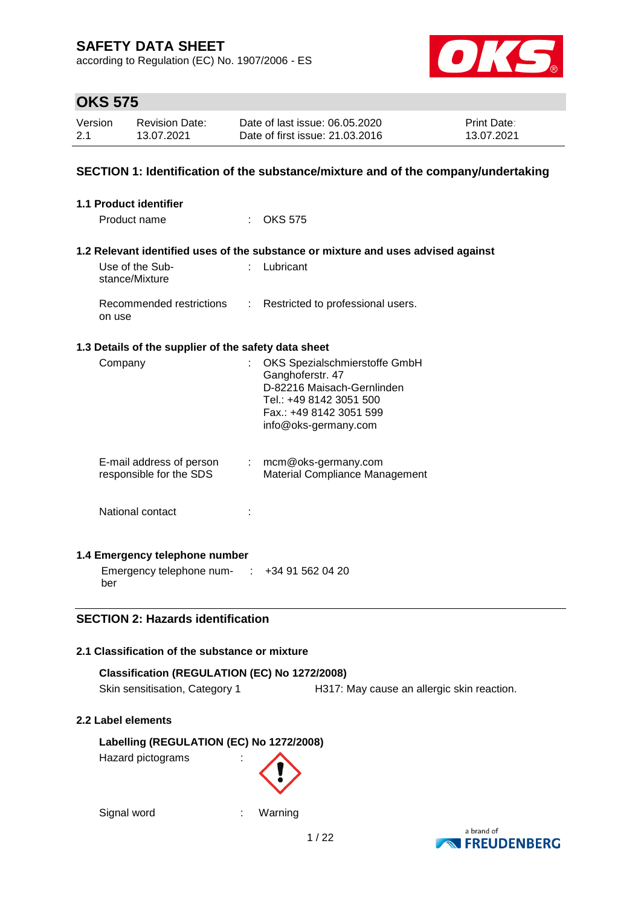# SAFETY DATA SHEET

according to Regulation (EC) No. 1907/2006 - ES

## OKS 575

| Version | Revision Date: | Date of last issue: 06.05.2020 | Print Date: |
|---|---|---|---|
| 2.1 | 13.07.2021 | Date of first issue: 21.03.2016 | 13.07.2021 |

## SECTION 1: Identification of the substance/mixture and of the company/undertaking

### 1.1 Product identifier

Product name : OKS 575

### 1.2 Relevant identified uses of the substance or mixture and uses advised against

Use of the Substance/Mixture : Lubricant

Recommended restrictions on use : Restricted to professional users.

### 1.3 Details of the supplier of the safety data sheet

Company : OKS Spezialschmierstoffe GmbH
Ganghoferstr. 47
D-82216 Maisach-Gernlinden
Tel.: +49 8142 3051 500
Fax.: +49 8142 3051 599
info@oks-germany.com

E-mail address of person responsible for the SDS : mcm@oks-germany.com
Material Compliance Management

National contact :

### 1.4 Emergency telephone number

Emergency telephone number : +34 91 562 04 20

## SECTION 2: Hazards identification

### 2.1 Classification of the substance or mixture

**Classification (REGULATION (EC) No 1272/2008)**

Skin sensitisation, Category 1 — H317: May cause an allergic skin reaction.

### 2.2 Label elements

**Labelling (REGULATION (EC) No 1272/2008)**

Hazard pictograms :

Signal word : Warning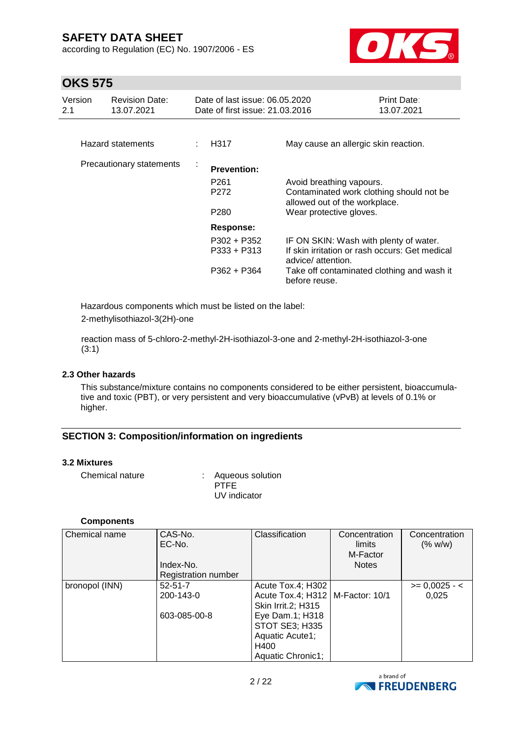| | | |
|---|---|---|
| Hazard statements | : H317 | May cause an allergic skin reaction. |
| Precautionary statements | : **Prevention:** | |
| | P261 | Avoid breathing vapours. |
| | P272 | Contaminated work clothing should not be allowed out of the workplace. |
| | P280 | Wear protective gloves. |
| | **Response:** | |
| | P302 + P352 | IF ON SKIN: Wash with plenty of water. |
| | P333 + P313 | If skin irritation or rash occurs: Get medical advice/ attention. |
| | P362 + P364 | Take off contaminated clothing and wash it before reuse. |

Hazardous components which must be listed on the label:

2-methylisothiazol-3(2H)-one

reaction mass of 5-chloro-2-methyl-2H-isothiazol-3-one and 2-methyl-2H-isothiazol-3-one (3:1)

### 2.3 Other hazards

This substance/mixture contains no components considered to be either persistent, bioaccumulative and toxic (PBT), or very persistent and very bioaccumulative (vPvB) at levels of 0.1% or higher.

## SECTION 3: Composition/information on ingredients

### 3.2 Mixtures

Chemical nature : Aqueous solution
PTFE
UV indicator

#### Components

| Chemical name | CAS-No.<br>EC-No.<br><br>Index-No.<br>Registration number | Classification | Concentration limits<br>M-Factor<br>Notes | Concentration (% w/w) |
|---|---|---|---|---|
| bronopol (INN) | 52-51-7<br>200-143-0<br><br>603-085-00-8 | Acute Tox.4; H302<br>Acute Tox.4; H312<br>Skin Irrit.2; H315<br>Eye Dam.1; H318<br>STOT SE3; H335<br>Aquatic Acute1; H400<br>Aquatic Chronic1; | M-Factor: 10/1 | >= 0,0025 - < 0,025 |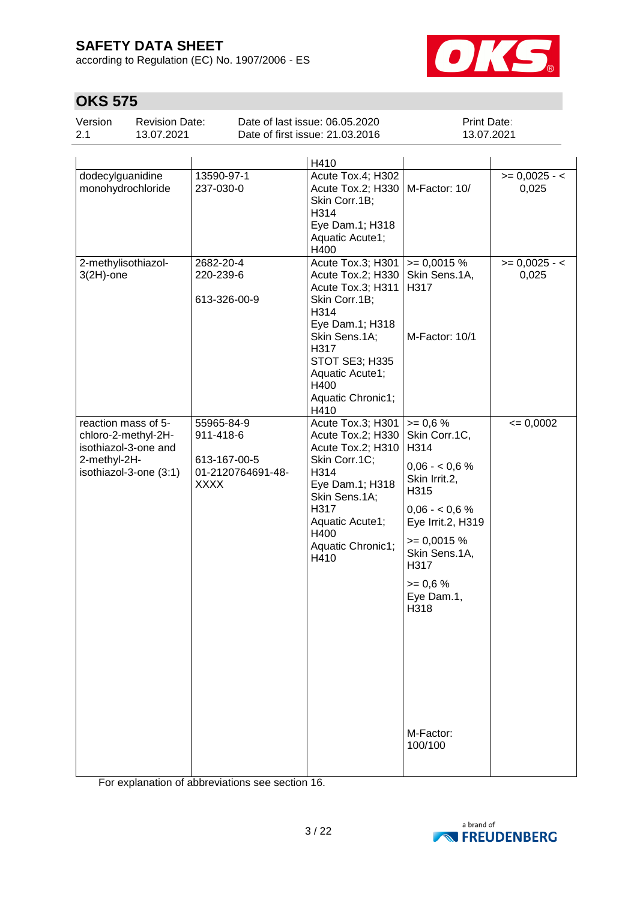| | | H410 | | |
|---|---|---|---|---|
| dodecylguanidine monohydrochloride | 13590-97-1<br>237-030-0 | Acute Tox.4; H302<br>Acute Tox.2; H330<br>Skin Corr.1B; H314<br>Eye Dam.1; H318<br>Aquatic Acute1; H400 | M-Factor: 10/ | >= 0,0025 - < 0,025 |
| 2-methylisothiazol-3(2H)-one | 2682-20-4<br>220-239-6<br><br>613-326-00-9 | Acute Tox.3; H301<br>Acute Tox.2; H330<br>Acute Tox.3; H311<br>Skin Corr.1B; H314<br>Eye Dam.1; H318<br>Skin Sens.1A; H317<br>STOT SE3; H335<br>Aquatic Acute1; H400<br>Aquatic Chronic1; H410 | >= 0,0015 %<br>Skin Sens.1A, H317<br><br>M-Factor: 10/1 | >= 0,0025 - < 0,025 |
| reaction mass of 5-chloro-2-methyl-2H-isothiazol-3-one and 2-methyl-2H-isothiazol-3-one (3:1) | 55965-84-9<br>911-418-6<br><br>613-167-00-5<br>01-2120764691-48-XXXX | Acute Tox.3; H301<br>Acute Tox.2; H330<br>Acute Tox.2; H310<br>Skin Corr.1C; H314<br>Eye Dam.1; H318<br>Skin Sens.1A; H317<br>Aquatic Acute1; H400<br>Aquatic Chronic1; H410 | >= 0,6 %<br>Skin Corr.1C, H314<br>0,06 - < 0,6 %<br>Skin Irrit.2, H315<br>0,06 - < 0,6 %<br>Eye Irrit.2, H319<br>>= 0,0015 %<br>Skin Sens.1A, H317<br>>= 0,6 %<br>Eye Dam.1, H318<br><br>M-Factor: 100/100 | <= 0,0002 |

For explanation of abbreviations see section 16.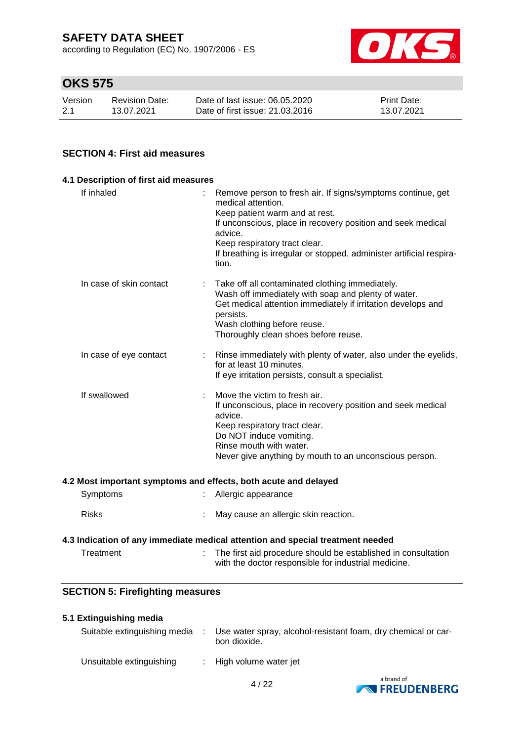## SECTION 4: First aid measures

### 4.1 Description of first aid measures

| | | |
|---|---|---|
| If inhaled | : | Remove person to fresh air. If signs/symptoms continue, get medical attention.<br>Keep patient warm and at rest.<br>If unconscious, place in recovery position and seek medical advice.<br>Keep respiratory tract clear.<br>If breathing is irregular or stopped, administer artificial respiration. |
| In case of skin contact | : | Take off all contaminated clothing immediately.<br>Wash off immediately with soap and plenty of water.<br>Get medical attention immediately if irritation develops and persists.<br>Wash clothing before reuse.<br>Thoroughly clean shoes before reuse. |
| In case of eye contact | : | Rinse immediately with plenty of water, also under the eyelids, for at least 10 minutes.<br>If eye irritation persists, consult a specialist. |
| If swallowed | : | Move the victim to fresh air.<br>If unconscious, place in recovery position and seek medical advice.<br>Keep respiratory tract clear.<br>Do NOT induce vomiting.<br>Rinse mouth with water.<br>Never give anything by mouth to an unconscious person. |

### 4.2 Most important symptoms and effects, both acute and delayed

| | | |
|---|---|---|
| Symptoms | : | Allergic appearance |
| Risks | : | May cause an allergic skin reaction. |

### 4.3 Indication of any immediate medical attention and special treatment needed

| | | |
|---|---|---|
| Treatment | : | The first aid procedure should be established in consultation with the doctor responsible for industrial medicine. |

## SECTION 5: Firefighting measures

### 5.1 Extinguishing media

| | | |
|---|---|---|
| Suitable extinguishing media | : | Use water spray, alcohol-resistant foam, dry chemical or carbon dioxide. |
| Unsuitable extinguishing | : | High volume water jet |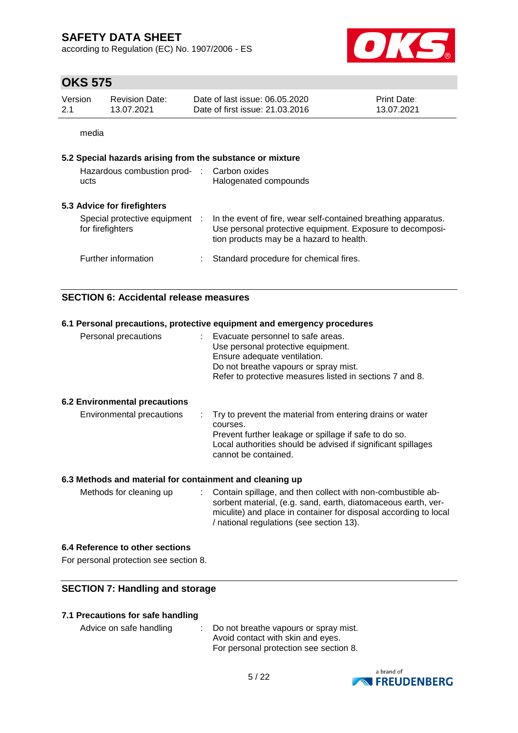media

### 5.2 Special hazards arising from the substance or mixture

| | |
|---|---|
| Hazardous combustion products | Carbon oxides<br>Halogenated compounds |

### 5.3 Advice for firefighters

| | |
|---|---|
| Special protective equipment for firefighters | In the event of fire, wear self-contained breathing apparatus. Use personal protective equipment. Exposure to decomposition products may be a hazard to health. |
| Further information | Standard procedure for chemical fires. |

## SECTION 6: Accidental release measures

### 6.1 Personal precautions, protective equipment and emergency procedures

| | |
|---|---|
| Personal precautions | Evacuate personnel to safe areas.<br>Use personal protective equipment.<br>Ensure adequate ventilation.<br>Do not breathe vapours or spray mist.<br>Refer to protective measures listed in sections 7 and 8. |

### 6.2 Environmental precautions

| | |
|---|---|
| Environmental precautions | Try to prevent the material from entering drains or water courses.<br>Prevent further leakage or spillage if safe to do so.<br>Local authorities should be advised if significant spillages cannot be contained. |

### 6.3 Methods and material for containment and cleaning up

| | |
|---|---|
| Methods for cleaning up | Contain spillage, and then collect with non-combustible absorbent material, (e.g. sand, earth, diatomaceous earth, vermiculite) and place in container for disposal according to local / national regulations (see section 13). |

### 6.4 Reference to other sections

For personal protection see section 8.

## SECTION 7: Handling and storage

### 7.1 Precautions for safe handling

| | |
|---|---|
| Advice on safe handling | Do not breathe vapours or spray mist.<br>Avoid contact with skin and eyes.<br>For personal protection see section 8. |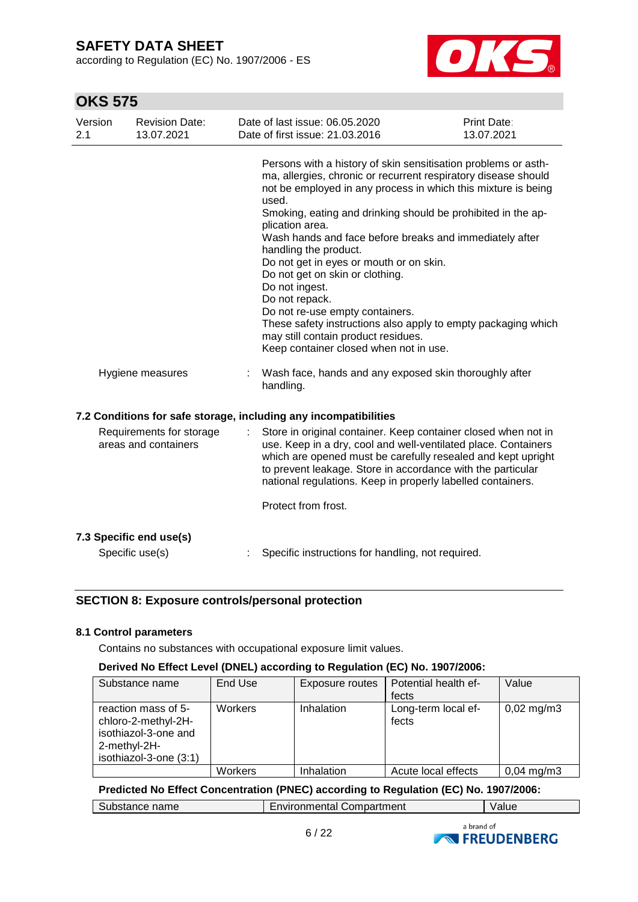Persons with a history of skin sensitisation problems or asthma, allergies, chronic or recurrent respiratory disease should not be employed in any process in which this mixture is being used.
Smoking, eating and drinking should be prohibited in the application area.
Wash hands and face before breaks and immediately after handling the product.
Do not get in eyes or mouth or on skin.
Do not get on skin or clothing.
Do not ingest.
Do not repack.
Do not re-use empty containers.
These safety instructions also apply to empty packaging which may still contain product residues.
Keep container closed when not in use.

Hygiene measures : Wash face, hands and any exposed skin thoroughly after handling.

### 7.2 Conditions for safe storage, including any incompatibilities

Requirements for storage areas and containers : Store in original container. Keep container closed when not in use. Keep in a dry, cool and well-ventilated place. Containers which are opened must be carefully resealed and kept upright to prevent leakage. Store in accordance with the particular national regulations. Keep in properly labelled containers.

Protect from frost.

### 7.3 Specific end use(s)

Specific use(s) : Specific instructions for handling, not required.

## SECTION 8: Exposure controls/personal protection

### 8.1 Control parameters

Contains no substances with occupational exposure limit values.

**Derived No Effect Level (DNEL) according to Regulation (EC) No. 1907/2006:**

| Substance name | End Use | Exposure routes | Potential health effects | Value |
|---|---|---|---|---|
| reaction mass of 5-chloro-2-methyl-2H-isothiazol-3-one and 2-methyl-2H-isothiazol-3-one (3:1) | Workers | Inhalation | Long-term local effects | 0,02 mg/m3 |
| | Workers | Inhalation | Acute local effects | 0,04 mg/m3 |

**Predicted No Effect Concentration (PNEC) according to Regulation (EC) No. 1907/2006:**

| Substance name | Environmental Compartment | Value |
|---|---|---|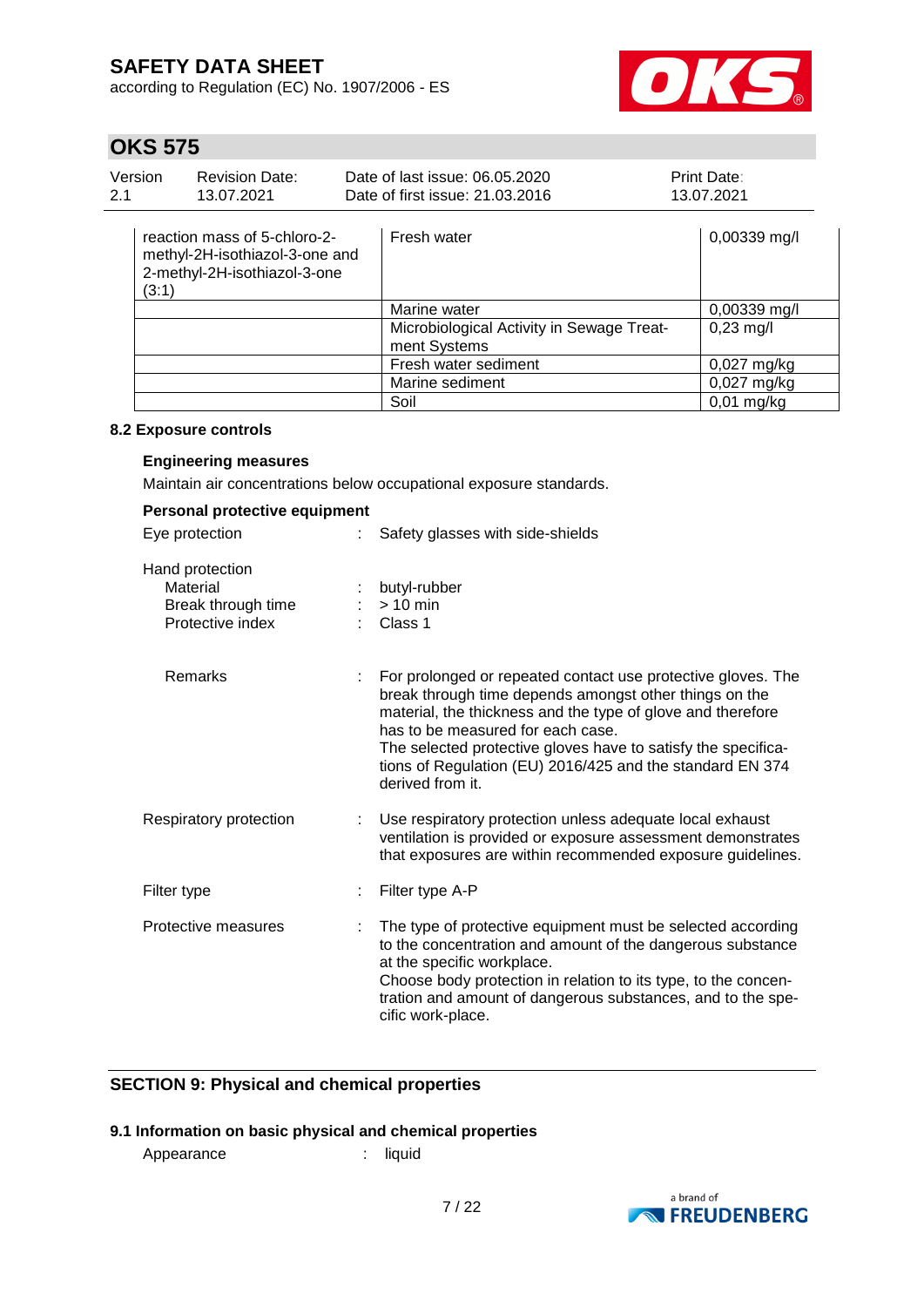| reaction mass of 5-chloro-2-methyl-2H-isothiazol-3-one and 2-methyl-2H-isothiazol-3-one (3:1) | Fresh water | 0,00339 mg/l |
|---|---|---|
| | Marine water | 0,00339 mg/l |
| | Microbiological Activity in Sewage Treatment Systems | 0,23 mg/l |
| | Fresh water sediment | 0,027 mg/kg |
| | Marine sediment | 0,027 mg/kg |
| | Soil | 0,01 mg/kg |

### 8.2 Exposure controls

**Engineering measures**

Maintain air concentrations below occupational exposure standards.

**Personal protective equipment**

Eye protection : Safety glasses with side-shields

Hand protection
- Material : butyl-rubber
- Break through time : > 10 min
- Protective index : Class 1

Remarks : For prolonged or repeated contact use protective gloves. The break through time depends amongst other things on the material, the thickness and the type of glove and therefore has to be measured for each case.
The selected protective gloves have to satisfy the specifications of Regulation (EU) 2016/425 and the standard EN 374 derived from it.

Respiratory protection : Use respiratory protection unless adequate local exhaust ventilation is provided or exposure assessment demonstrates that exposures are within recommended exposure guidelines.

Filter type : Filter type A-P

Protective measures : The type of protective equipment must be selected according to the concentration and amount of the dangerous substance at the specific workplace.
Choose body protection in relation to its type, to the concentration and amount of dangerous substances, and to the specific work-place.

## SECTION 9: Physical and chemical properties

### 9.1 Information on basic physical and chemical properties

Appearance : liquid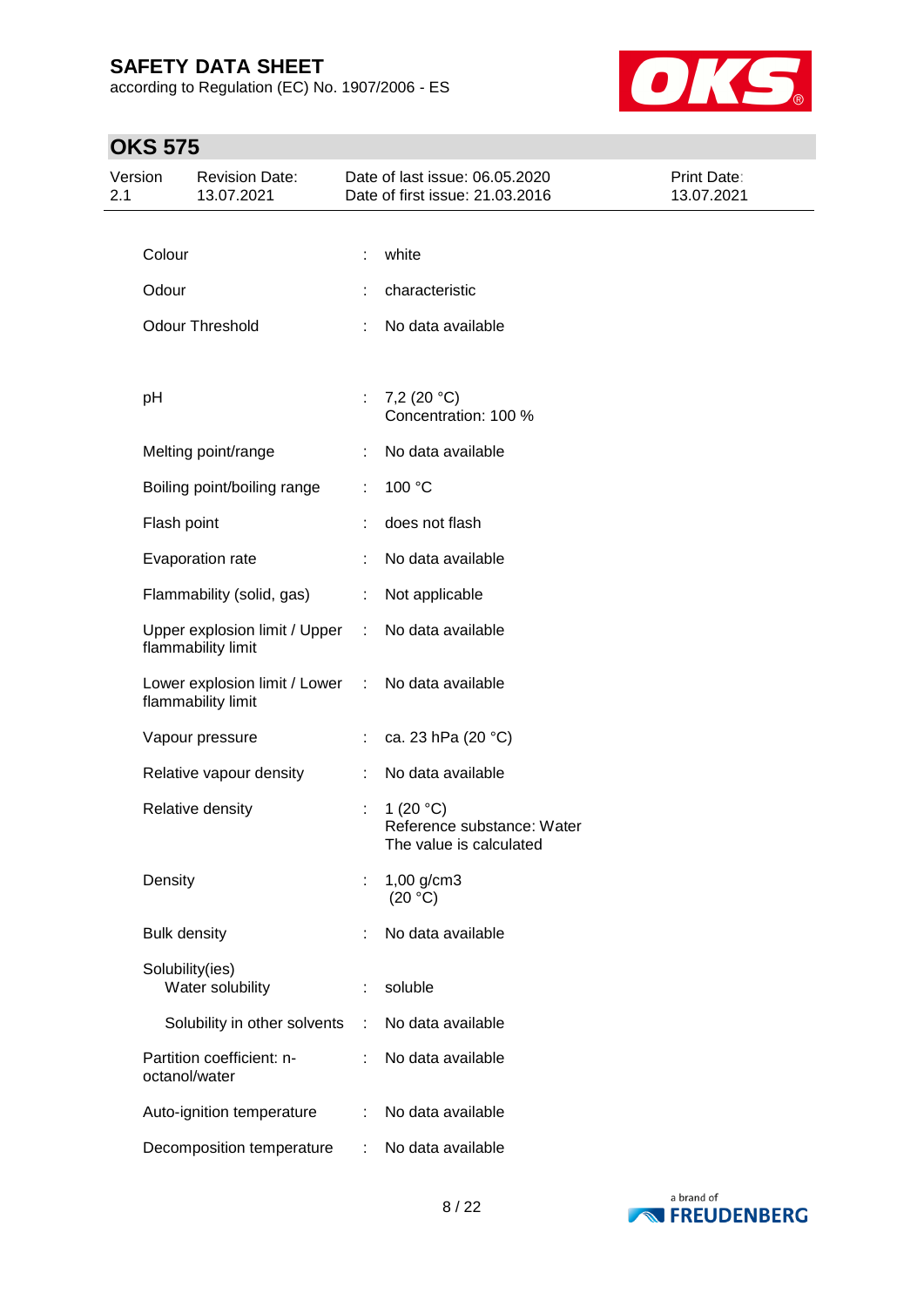| Property | | Value |
|---|---|---|
| Colour | : | white |
| Odour | : | characteristic |
| Odour Threshold | : | No data available |
| pH | : | 7,2 (20 °C)<br>Concentration: 100 % |
| Melting point/range | : | No data available |
| Boiling point/boiling range | : | 100 °C |
| Flash point | : | does not flash |
| Evaporation rate | : | No data available |
| Flammability (solid, gas) | : | Not applicable |
| Upper explosion limit / Upper flammability limit | : | No data available |
| Lower explosion limit / Lower flammability limit | : | No data available |
| Vapour pressure | : | ca. 23 hPa (20 °C) |
| Relative vapour density | : | No data available |
| Relative density | : | 1 (20 °C)<br>Reference substance: Water<br>The value is calculated |
| Density | : | 1,00 g/cm3<br>(20 °C) |
| Bulk density | : | No data available |
| Solubility(ies)<br>Water solubility | : | soluble |
| Solubility in other solvents | : | No data available |
| Partition coefficient: n-octanol/water | : | No data available |
| Auto-ignition temperature | : | No data available |
| Decomposition temperature | : | No data available |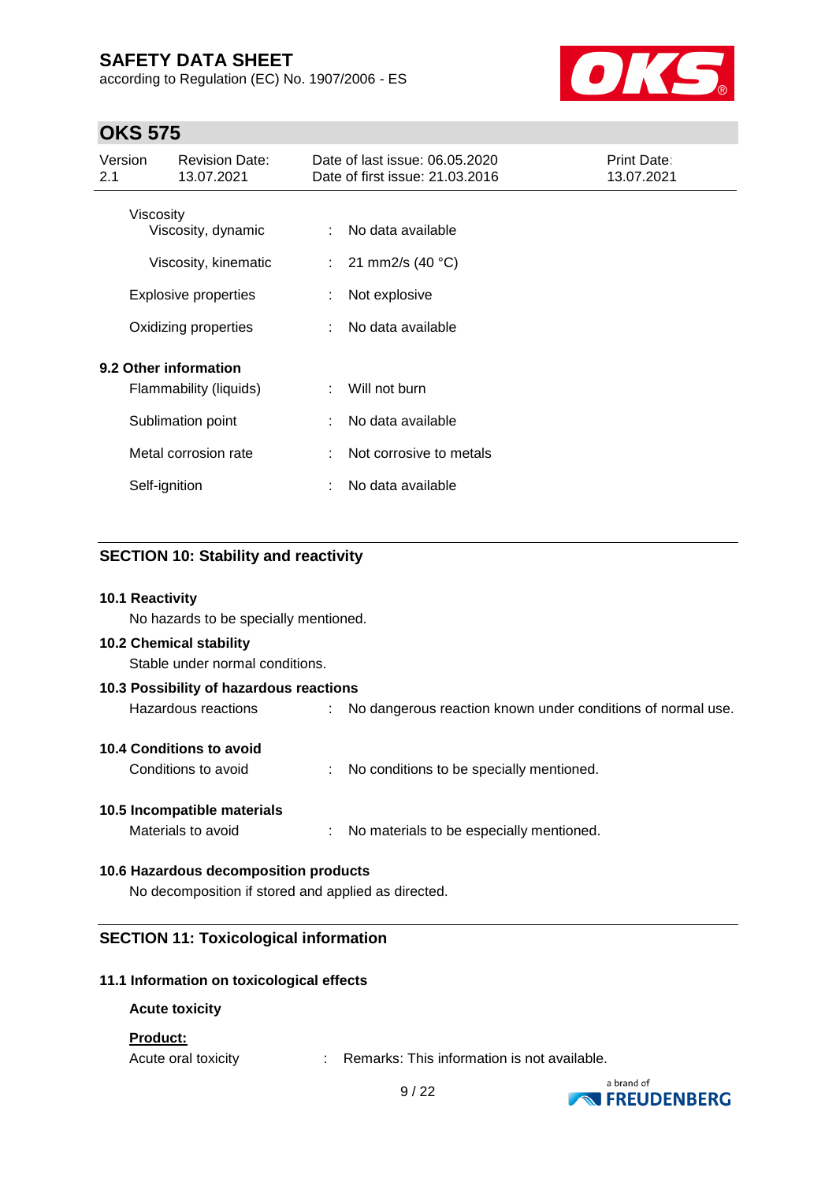| | | |
|---|---|---|
| Viscosity | | |
| Viscosity, dynamic | : | No data available |
| Viscosity, kinematic | : | 21 mm2/s (40 °C) |
| Explosive properties | : | Not explosive |
| Oxidizing properties | : | No data available |

**9.2 Other information**

| | | |
|---|---|---|
| Flammability (liquids) | : | Will not burn |
| Sublimation point | : | No data available |
| Metal corrosion rate | : | Not corrosive to metals |
| Self-ignition | : | No data available |

## SECTION 10: Stability and reactivity

**10.1 Reactivity**

No hazards to be specially mentioned.

**10.2 Chemical stability**

Stable under normal conditions.

**10.3 Possibility of hazardous reactions**

Hazardous reactions : No dangerous reaction known under conditions of normal use.

**10.4 Conditions to avoid**

Conditions to avoid : No conditions to be specially mentioned.

**10.5 Incompatible materials**

Materials to avoid : No materials to be especially mentioned.

**10.6 Hazardous decomposition products**

No decomposition if stored and applied as directed.

## SECTION 11: Toxicological information

**11.1 Information on toxicological effects**

**Acute toxicity**

**Product:**

Acute oral toxicity : Remarks: This information is not available.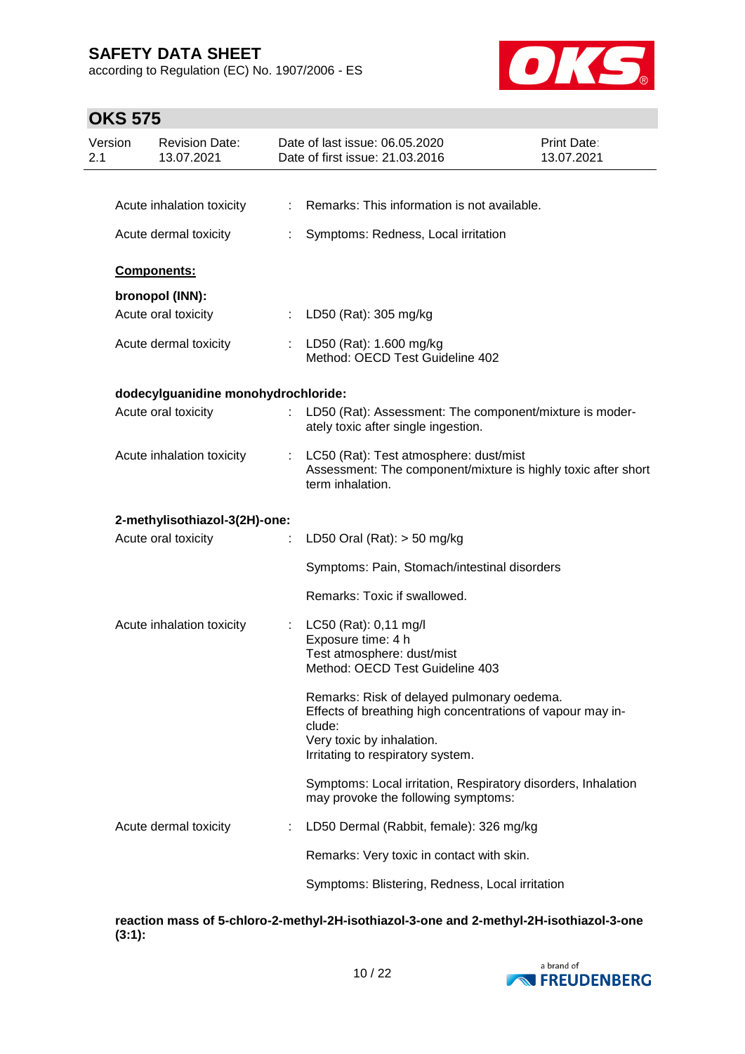Acute inhalation toxicity : Remarks: This information is not available.

Acute dermal toxicity : Symptoms: Redness, Local irritation

**Components:**

**bronopol (INN):**

Acute oral toxicity : LD50 (Rat): 305 mg/kg

Acute dermal toxicity : LD50 (Rat): 1.600 mg/kg
Method: OECD Test Guideline 402

**dodecylguanidine monohydrochloride:**

Acute oral toxicity : LD50 (Rat): Assessment: The component/mixture is moderately toxic after single ingestion.

Acute inhalation toxicity : LC50 (Rat): Test atmosphere: dust/mist
Assessment: The component/mixture is highly toxic after short term inhalation.

**2-methylisothiazol-3(2H)-one:**

Acute oral toxicity : LD50 Oral (Rat): > 50 mg/kg

Symptoms: Pain, Stomach/intestinal disorders

Remarks: Toxic if swallowed.

Acute inhalation toxicity : LC50 (Rat): 0,11 mg/l
Exposure time: 4 h
Test atmosphere: dust/mist
Method: OECD Test Guideline 403

Remarks: Risk of delayed pulmonary oedema.
Effects of breathing high concentrations of vapour may include:
Very toxic by inhalation.
Irritating to respiratory system.

Symptoms: Local irritation, Respiratory disorders, Inhalation may provoke the following symptoms:

Acute dermal toxicity : LD50 Dermal (Rabbit, female): 326 mg/kg

Remarks: Very toxic in contact with skin.

Symptoms: Blistering, Redness, Local irritation

**reaction mass of 5-chloro-2-methyl-2H-isothiazol-3-one and 2-methyl-2H-isothiazol-3-one (3:1):**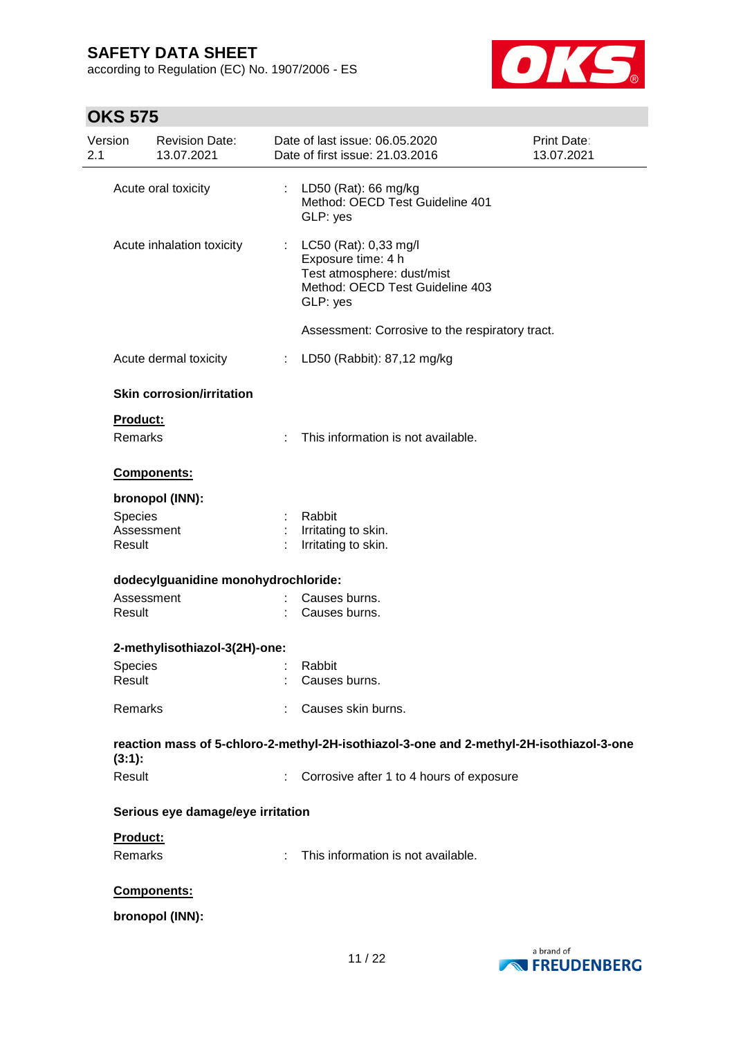| | | |
|---|---|---|
| Acute oral toxicity | : | LD50 (Rat): 66 mg/kg<br>Method: OECD Test Guideline 401<br>GLP: yes |
| Acute inhalation toxicity | : | LC50 (Rat): 0,33 mg/l<br>Exposure time: 4 h<br>Test atmosphere: dust/mist<br>Method: OECD Test Guideline 403<br>GLP: yes |
| | | Assessment: Corrosive to the respiratory tract. |
| Acute dermal toxicity | : | LD50 (Rabbit): 87,12 mg/kg |

**Skin corrosion/irritation**

**Product:**

| | | |
|---|---|---|
| Remarks | : | This information is not available. |

**Components:**

**bronopol (INN):**

| | | |
|---|---|---|
| Species | : | Rabbit |
| Assessment | : | Irritating to skin. |
| Result | : | Irritating to skin. |

**dodecylguanidine monohydrochloride:**

| | | |
|---|---|---|
| Assessment | : | Causes burns. |
| Result | : | Causes burns. |

**2-methylisothiazol-3(2H)-one:**

| | | |
|---|---|---|
| Species | : | Rabbit |
| Result | : | Causes burns. |
| Remarks | : | Causes skin burns. |

**reaction mass of 5-chloro-2-methyl-2H-isothiazol-3-one and 2-methyl-2H-isothiazol-3-one (3:1):**

| | | |
|---|---|---|
| Result | : | Corrosive after 1 to 4 hours of exposure |

**Serious eye damage/eye irritation**

**Product:**

| | | |
|---|---|---|
| Remarks | : | This information is not available. |

**Components:**

**bronopol (INN):**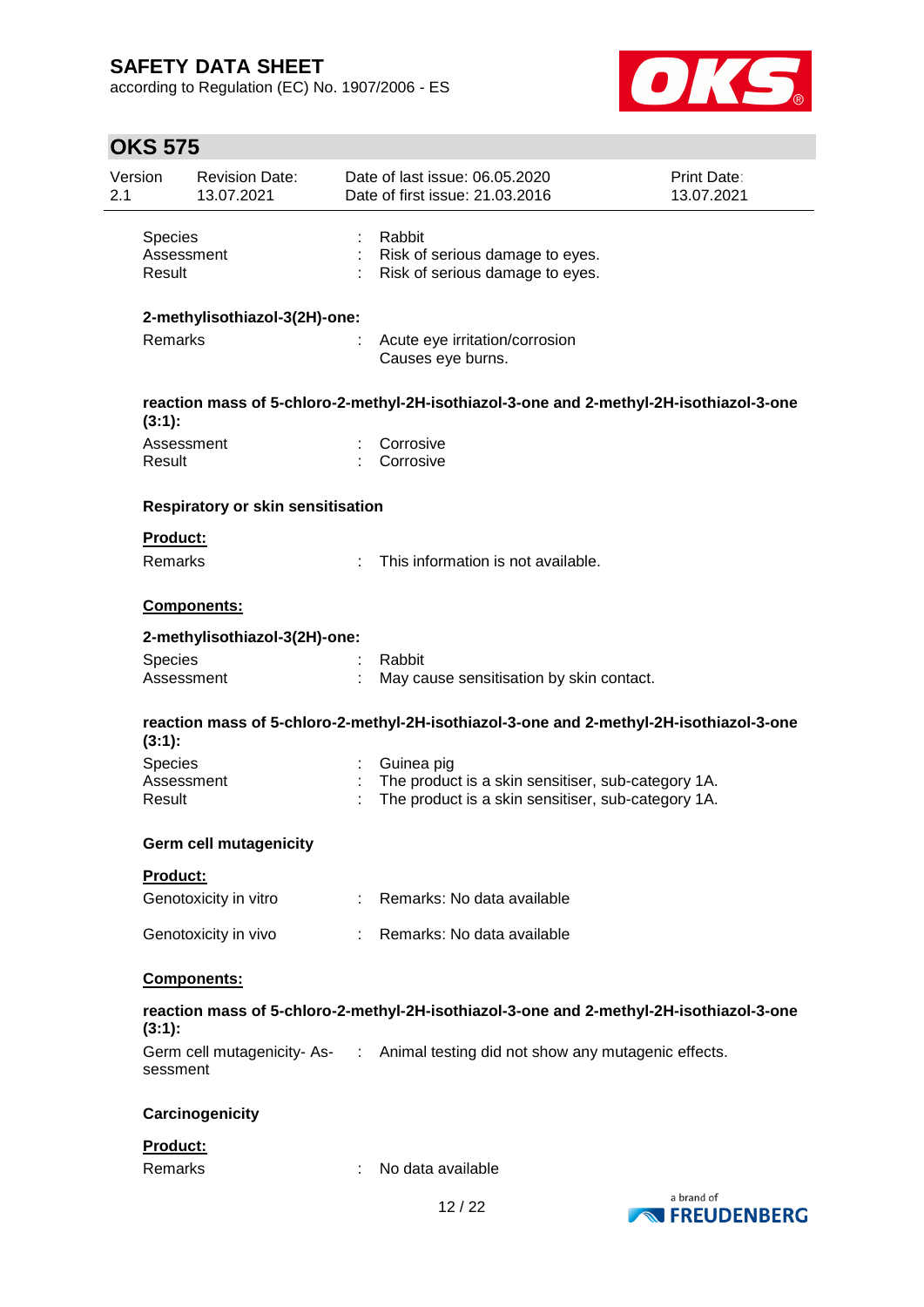| | | |
|---|---|---|
| Species | : | Rabbit |
| Assessment | : | Risk of serious damage to eyes. |
| Result | : | Risk of serious damage to eyes. |

**2-methylisothiazol-3(2H)-one:**

| | | |
|---|---|---|
| Remarks | : | Acute eye irritation/corrosion<br>Causes eye burns. |

**reaction mass of 5-chloro-2-methyl-2H-isothiazol-3-one and 2-methyl-2H-isothiazol-3-one (3:1):**

| | | |
|---|---|---|
| Assessment | : | Corrosive |
| Result | : | Corrosive |

**Respiratory or skin sensitisation**

**Product:**

| | | |
|---|---|---|
| Remarks | : | This information is not available. |

**Components:**

**2-methylisothiazol-3(2H)-one:**

| | | |
|---|---|---|
| Species | : | Rabbit |
| Assessment | : | May cause sensitisation by skin contact. |

**reaction mass of 5-chloro-2-methyl-2H-isothiazol-3-one and 2-methyl-2H-isothiazol-3-one (3:1):**

| | | |
|---|---|---|
| Species | : | Guinea pig |
| Assessment | : | The product is a skin sensitiser, sub-category 1A. |
| Result | : | The product is a skin sensitiser, sub-category 1A. |

**Germ cell mutagenicity**

**Product:**

| | | |
|---|---|---|
| Genotoxicity in vitro | : | Remarks: No data available |
| Genotoxicity in vivo | : | Remarks: No data available |

**Components:**

**reaction mass of 5-chloro-2-methyl-2H-isothiazol-3-one and 2-methyl-2H-isothiazol-3-one (3:1):**

| | | |
|---|---|---|
| Germ cell mutagenicity- Assessment | : | Animal testing did not show any mutagenic effects. |

**Carcinogenicity**

**Product:**

| | | |
|---|---|---|
| Remarks | : | No data available |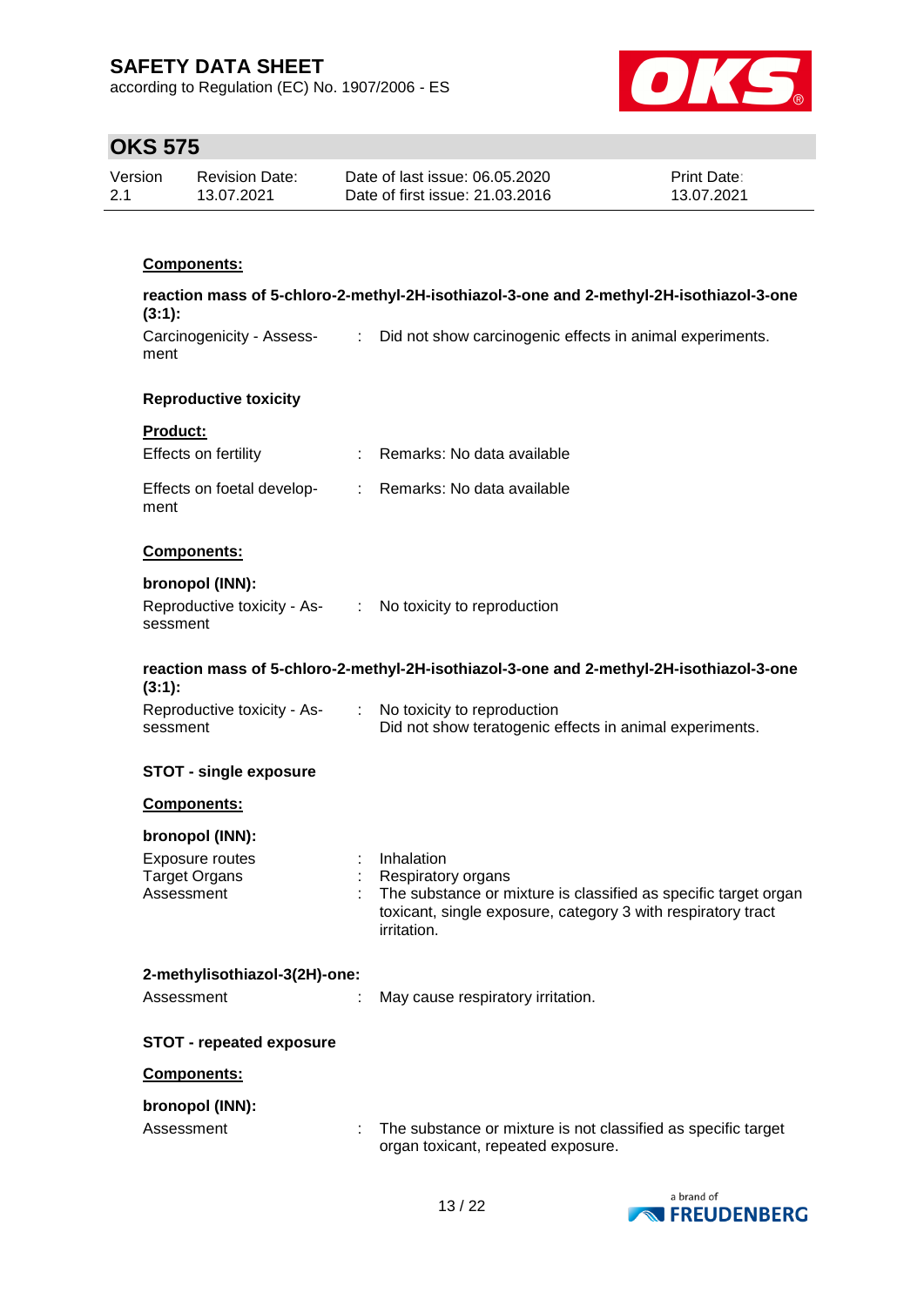**Components:**

**reaction mass of 5-chloro-2-methyl-2H-isothiazol-3-one and 2-methyl-2H-isothiazol-3-one (3:1):**

Carcinogenicity - Assessment : Did not show carcinogenic effects in animal experiments.

**Reproductive toxicity**

**Product:**

Effects on fertility : Remarks: No data available

Effects on foetal development : Remarks: No data available

**Components:**

**bronopol (INN):**

Reproductive toxicity - Assessment : No toxicity to reproduction

**reaction mass of 5-chloro-2-methyl-2H-isothiazol-3-one and 2-methyl-2H-isothiazol-3-one (3:1):**

Reproductive toxicity - Assessment : No toxicity to reproduction
Did not show teratogenic effects in animal experiments.

**STOT - single exposure**

**Components:**

**bronopol (INN):**

Exposure routes : Inhalation
Target Organs : Respiratory organs
Assessment : The substance or mixture is classified as specific target organ toxicant, single exposure, category 3 with respiratory tract irritation.

**2-methylisothiazol-3(2H)-one:**

Assessment : May cause respiratory irritation.

**STOT - repeated exposure**

**Components:**

**bronopol (INN):**

Assessment : The substance or mixture is not classified as specific target organ toxicant, repeated exposure.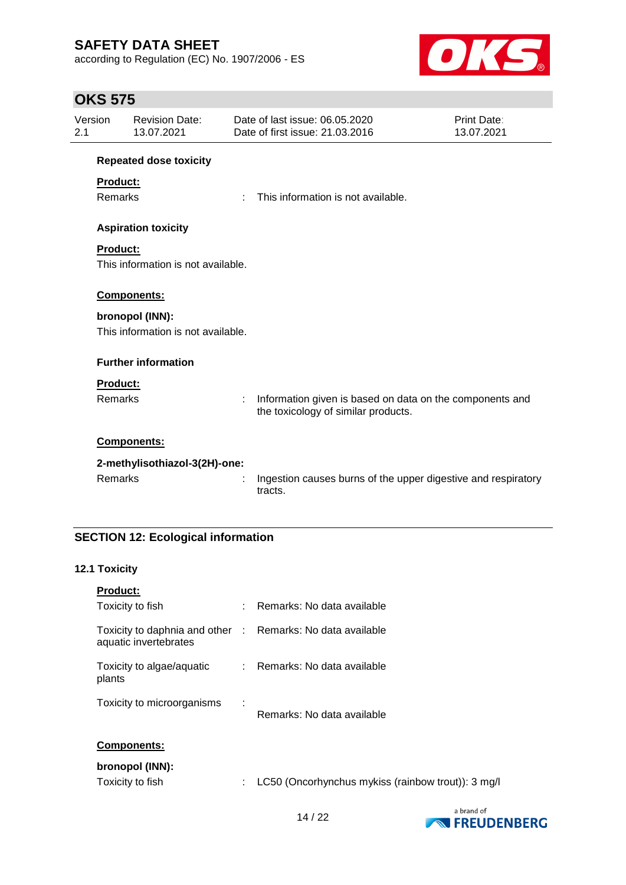**Repeated dose toxicity**

**Product:**

Remarks : This information is not available.

**Aspiration toxicity**

**Product:**

This information is not available.

**Components:**

**bronopol (INN):**

This information is not available.

**Further information**

**Product:**

Remarks : Information given is based on data on the components and the toxicology of similar products.

**Components:**

**2-methylisothiazol-3(2H)-one:**

Remarks : Ingestion causes burns of the upper digestive and respiratory tracts.

## SECTION 12: Ecological information

### 12.1 Toxicity

**Product:**

Toxicity to fish : Remarks: No data available

Toxicity to daphnia and other aquatic invertebrates : Remarks: No data available

Toxicity to algae/aquatic plants : Remarks: No data available

Toxicity to microorganisms : Remarks: No data available

**Components:**

**bronopol (INN):**

Toxicity to fish : LC50 (Oncorhynchus mykiss (rainbow trout)): 3 mg/l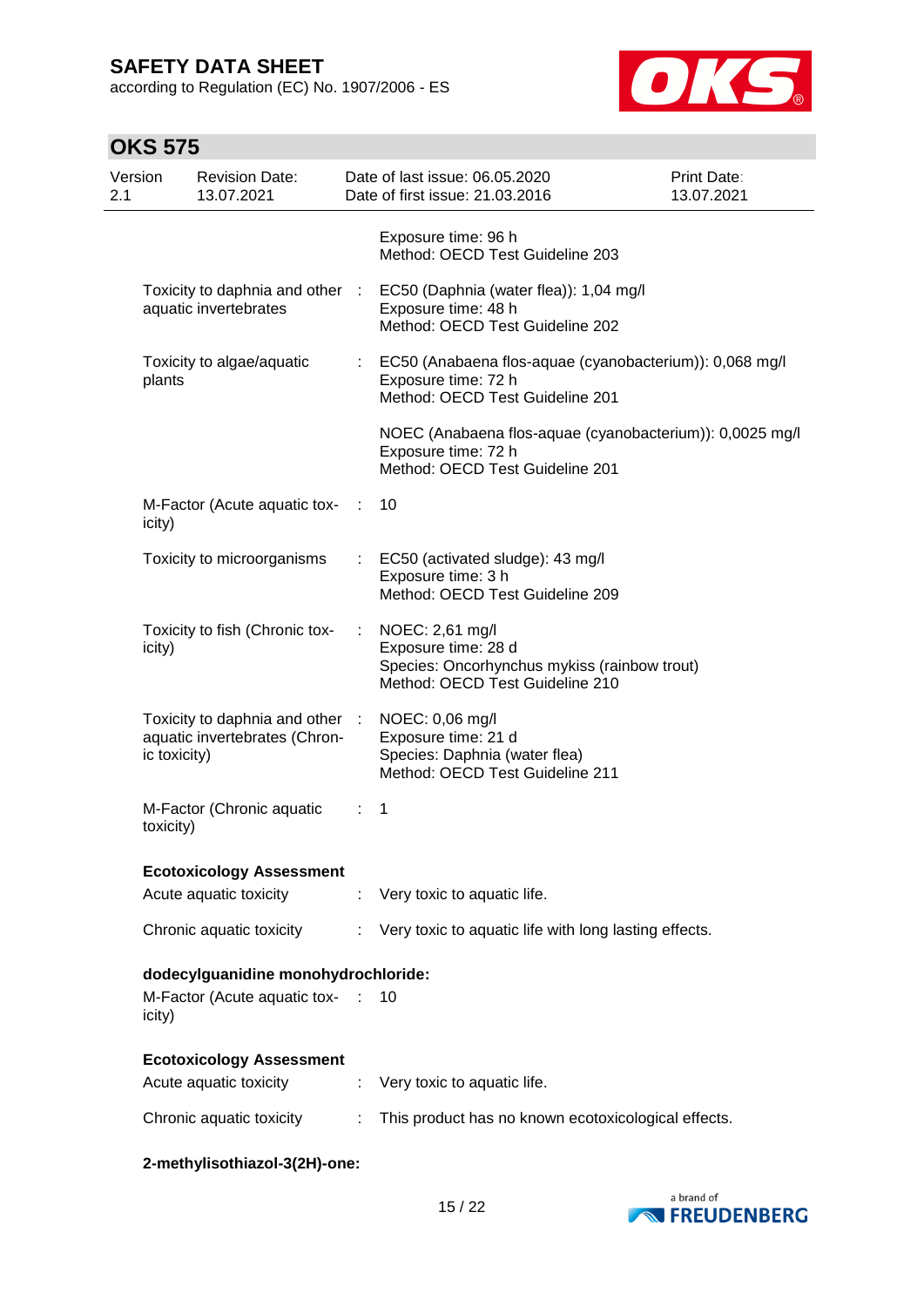| | | |
|---|---|---|
| | | Exposure time: 96 h<br>Method: OECD Test Guideline 203 |
| Toxicity to daphnia and other aquatic invertebrates | : | EC50 (Daphnia (water flea)): 1,04 mg/l<br>Exposure time: 48 h<br>Method: OECD Test Guideline 202 |
| Toxicity to algae/aquatic plants | : | EC50 (Anabaena flos-aquae (cyanobacterium)): 0,068 mg/l<br>Exposure time: 72 h<br>Method: OECD Test Guideline 201 |
| | | NOEC (Anabaena flos-aquae (cyanobacterium)): 0,0025 mg/l<br>Exposure time: 72 h<br>Method: OECD Test Guideline 201 |
| M-Factor (Acute aquatic toxicity) | : | 10 |
| Toxicity to microorganisms | : | EC50 (activated sludge): 43 mg/l<br>Exposure time: 3 h<br>Method: OECD Test Guideline 209 |
| Toxicity to fish (Chronic toxicity) | : | NOEC: 2,61 mg/l<br>Exposure time: 28 d<br>Species: Oncorhynchus mykiss (rainbow trout)<br>Method: OECD Test Guideline 210 |
| Toxicity to daphnia and other aquatic invertebrates (Chronic toxicity) | : | NOEC: 0,06 mg/l<br>Exposure time: 21 d<br>Species: Daphnia (water flea)<br>Method: OECD Test Guideline 211 |
| M-Factor (Chronic aquatic toxicity) | : | 1 |

**Ecotoxicology Assessment**

| | | |
|---|---|---|
| Acute aquatic toxicity | : | Very toxic to aquatic life. |
| Chronic aquatic toxicity | : | Very toxic to aquatic life with long lasting effects. |

**dodecylguanidine monohydrochloride:**

| | | |
|---|---|---|
| M-Factor (Acute aquatic toxicity) | : | 10 |

**Ecotoxicology Assessment**

| | | |
|---|---|---|
| Acute aquatic toxicity | : | Very toxic to aquatic life. |
| Chronic aquatic toxicity | : | This product has no known ecotoxicological effects. |

**2-methylisothiazol-3(2H)-one:**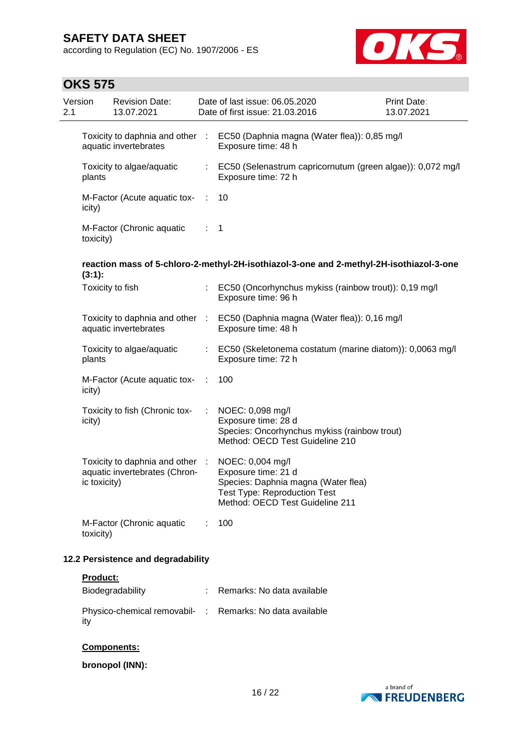| | | |
|---|---|---|
| Toxicity to daphnia and other aquatic invertebrates | : | EC50 (Daphnia magna (Water flea)): 0,85 mg/l<br>Exposure time: 48 h |
| Toxicity to algae/aquatic plants | : | EC50 (Selenastrum capricornutum (green algae)): 0,072 mg/l<br>Exposure time: 72 h |
| M-Factor (Acute aquatic toxicity) | : | 10 |
| M-Factor (Chronic aquatic toxicity) | : | 1 |

**reaction mass of 5-chloro-2-methyl-2H-isothiazol-3-one and 2-methyl-2H-isothiazol-3-one (3:1):**

| | | |
|---|---|---|
| Toxicity to fish | : | EC50 (Oncorhynchus mykiss (rainbow trout)): 0,19 mg/l<br>Exposure time: 96 h |
| Toxicity to daphnia and other aquatic invertebrates | : | EC50 (Daphnia magna (Water flea)): 0,16 mg/l<br>Exposure time: 48 h |
| Toxicity to algae/aquatic plants | : | EC50 (Skeletonema costatum (marine diatom)): 0,0063 mg/l<br>Exposure time: 72 h |
| M-Factor (Acute aquatic toxicity) | : | 100 |
| Toxicity to fish (Chronic toxicity) | : | NOEC: 0,098 mg/l<br>Exposure time: 28 d<br>Species: Oncorhynchus mykiss (rainbow trout)<br>Method: OECD Test Guideline 210 |
| Toxicity to daphnia and other aquatic invertebrates (Chronic toxicity) | : | NOEC: 0,004 mg/l<br>Exposure time: 21 d<br>Species: Daphnia magna (Water flea)<br>Test Type: Reproduction Test<br>Method: OECD Test Guideline 211 |
| M-Factor (Chronic aquatic toxicity) | : | 100 |

## 12.2 Persistence and degradability

**Product:**

| | | |
|---|---|---|
| Biodegradability | : | Remarks: No data available |
| Physico-chemical removability | : | Remarks: No data available |

**Components:**

**bronopol (INN):**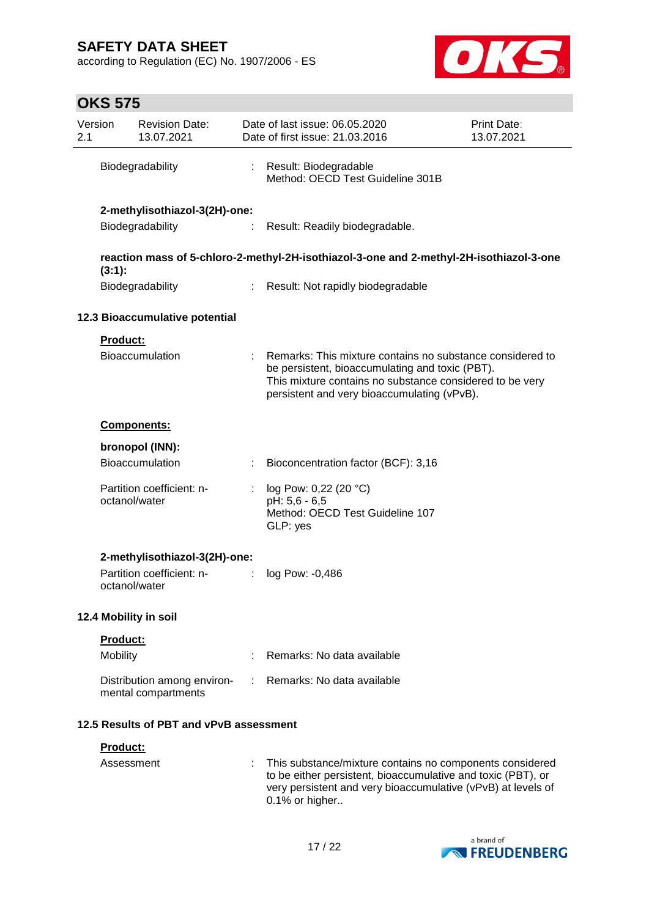| | | |
|---|---|---|
| Biodegradability | : | Result: Biodegradable<br>Method: OECD Test Guideline 301B |

**2-methylisothiazol-3(2H)-one:**

| | | |
|---|---|---|
| Biodegradability | : | Result: Readily biodegradable. |

**reaction mass of 5-chloro-2-methyl-2H-isothiazol-3-one and 2-methyl-2H-isothiazol-3-one (3:1):**

| | | |
|---|---|---|
| Biodegradability | : | Result: Not rapidly biodegradable |

### 12.3 Bioaccumulative potential

**Product:**

| | | |
|---|---|---|
| Bioaccumulation | : | Remarks: This mixture contains no substance considered to be persistent, bioaccumulating and toxic (PBT).<br>This mixture contains no substance considered to be very persistent and very bioaccumulating (vPvB). |

**Components:**

**bronopol (INN):**

| | | |
|---|---|---|
| Bioaccumulation | : | Bioconcentration factor (BCF): 3,16 |
| Partition coefficient: n-octanol/water | : | log Pow: 0,22 (20 °C)<br>pH: 5,6 - 6,5<br>Method: OECD Test Guideline 107<br>GLP: yes |

**2-methylisothiazol-3(2H)-one:**

| | | |
|---|---|---|
| Partition coefficient: n-octanol/water | : | log Pow: -0,486 |

### 12.4 Mobility in soil

**Product:**

| | | |
|---|---|---|
| Mobility | : | Remarks: No data available |
| Distribution among environmental compartments | : | Remarks: No data available |

### 12.5 Results of PBT and vPvB assessment

**Product:**

| | | |
|---|---|---|
| Assessment | : | This substance/mixture contains no components considered to be either persistent, bioaccumulative and toxic (PBT), or very persistent and very bioaccumulative (vPvB) at levels of 0.1% or higher.. |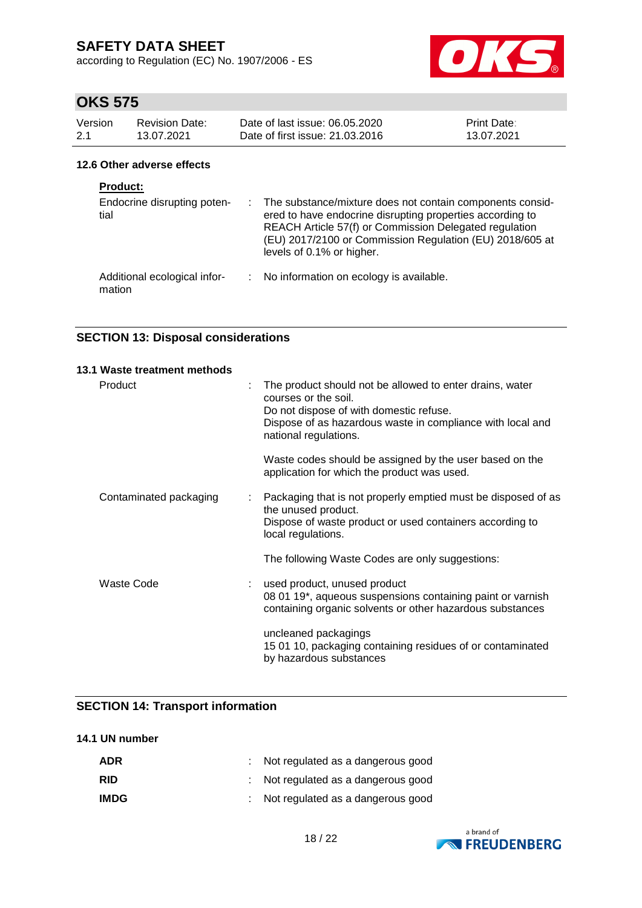### 12.6 Other adverse effects

**Product:**

| | |
|---|---|
| Endocrine disrupting potential | : The substance/mixture does not contain components considered to have endocrine disrupting properties according to REACH Article 57(f) or Commission Delegated regulation (EU) 2017/2100 or Commission Regulation (EU) 2018/605 at levels of 0.1% or higher. |
| Additional ecological information | : No information on ecology is available. |

## SECTION 13: Disposal considerations

### 13.1 Waste treatment methods

| | |
|---|---|
| Product | : The product should not be allowed to enter drains, water courses or the soil.<br>Do not dispose of with domestic refuse.<br>Dispose of as hazardous waste in compliance with local and national regulations.<br><br>Waste codes should be assigned by the user based on the application for which the product was used. |
| Contaminated packaging | : Packaging that is not properly emptied must be disposed of as the unused product.<br>Dispose of waste product or used containers according to local regulations.<br><br>The following Waste Codes are only suggestions: |
| Waste Code | : used product, unused product<br>08 01 19*, aqueous suspensions containing paint or varnish containing organic solvents or other hazardous substances<br><br>uncleaned packagings<br>15 01 10, packaging containing residues of or contaminated by hazardous substances |

## SECTION 14: Transport information

### 14.1 UN number

| | |
|---|---|
| **ADR** | : Not regulated as a dangerous good |
| **RID** | : Not regulated as a dangerous good |
| **IMDG** | : Not regulated as a dangerous good |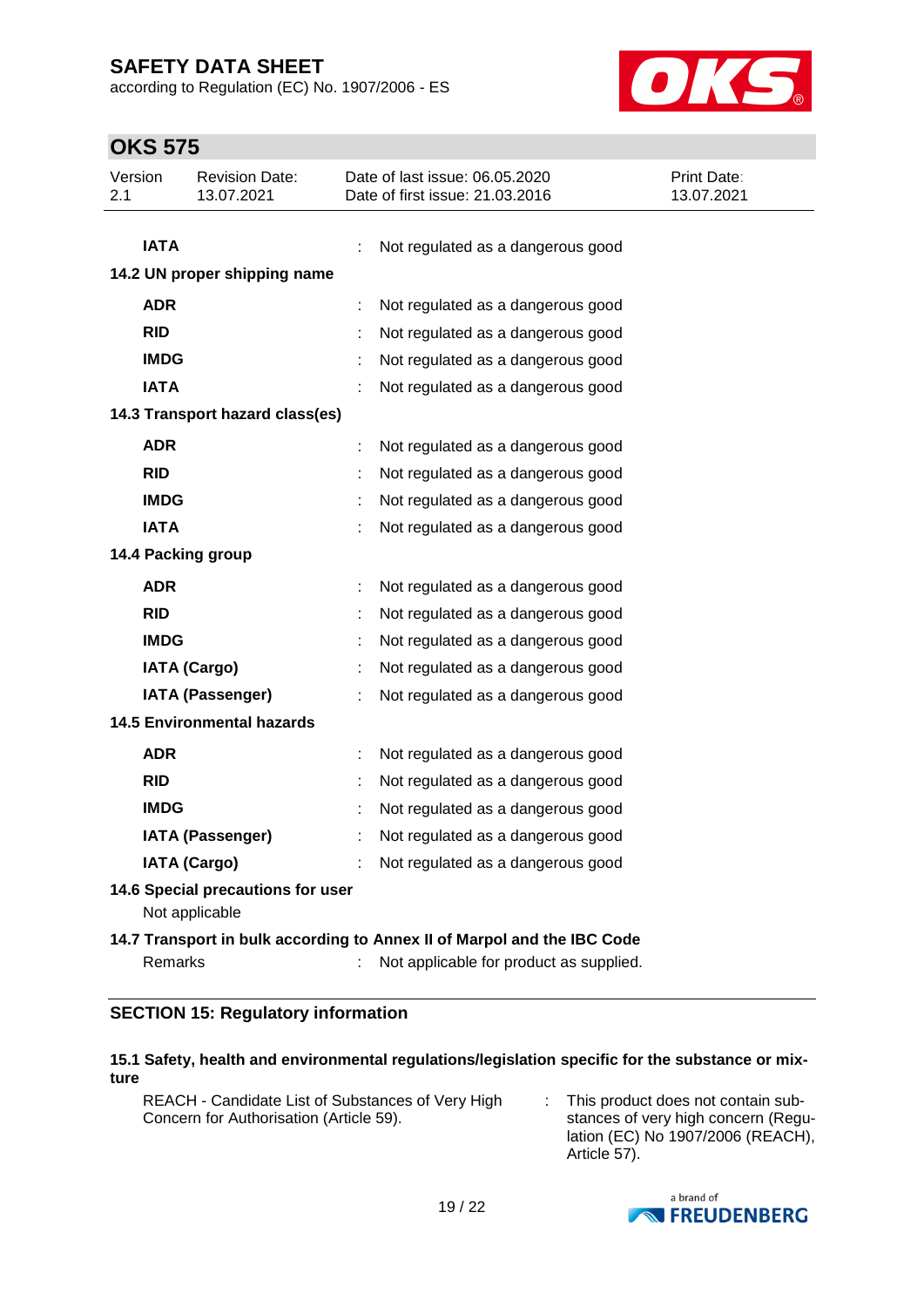| | | |
|---|---|---|
| **IATA** | : | Not regulated as a dangerous good |

**14.2 UN proper shipping name**

| | | |
|---|---|---|
| **ADR** | : | Not regulated as a dangerous good |
| **RID** | : | Not regulated as a dangerous good |
| **IMDG** | : | Not regulated as a dangerous good |
| **IATA** | : | Not regulated as a dangerous good |

**14.3 Transport hazard class(es)**

| | | |
|---|---|---|
| **ADR** | : | Not regulated as a dangerous good |
| **RID** | : | Not regulated as a dangerous good |
| **IMDG** | : | Not regulated as a dangerous good |
| **IATA** | : | Not regulated as a dangerous good |

**14.4 Packing group**

| | | |
|---|---|---|
| **ADR** | : | Not regulated as a dangerous good |
| **RID** | : | Not regulated as a dangerous good |
| **IMDG** | : | Not regulated as a dangerous good |
| **IATA (Cargo)** | : | Not regulated as a dangerous good |
| **IATA (Passenger)** | : | Not regulated as a dangerous good |

**14.5 Environmental hazards**

| | | |
|---|---|---|
| **ADR** | : | Not regulated as a dangerous good |
| **RID** | : | Not regulated as a dangerous good |
| **IMDG** | : | Not regulated as a dangerous good |
| **IATA (Passenger)** | : | Not regulated as a dangerous good |
| **IATA (Cargo)** | : | Not regulated as a dangerous good |

**14.6 Special precautions for user**

Not applicable

**14.7 Transport in bulk according to Annex II of Marpol and the IBC Code**

| | | |
|---|---|---|
| Remarks | : | Not applicable for product as supplied. |

## SECTION 15: Regulatory information

**15.1 Safety, health and environmental regulations/legislation specific for the substance or mixture**

| | | |
|---|---|---|
| REACH - Candidate List of Substances of Very High Concern for Authorisation (Article 59). | : | This product does not contain substances of very high concern (Regulation (EC) No 1907/2006 (REACH), Article 57). |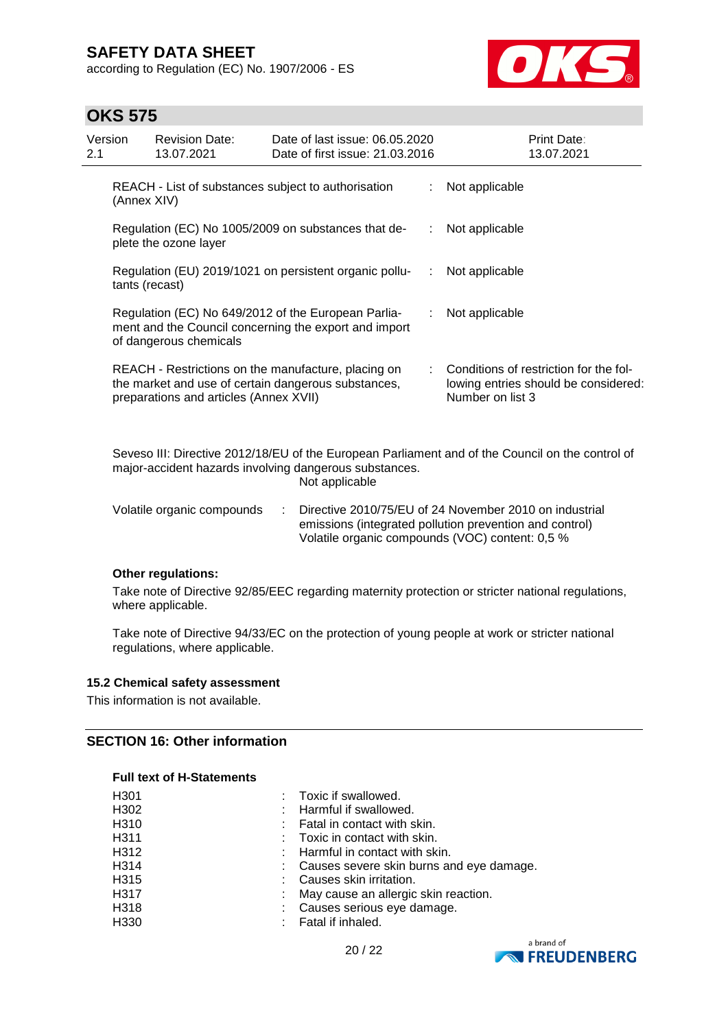| REACH - List of substances subject to authorisation (Annex XIV) | : | Not applicable |
|---|---|---|
| Regulation (EC) No 1005/2009 on substances that deplete the ozone layer | : | Not applicable |
| Regulation (EU) 2019/1021 on persistent organic pollutants (recast) | : | Not applicable |
| Regulation (EC) No 649/2012 of the European Parliament and the Council concerning the export and import of dangerous chemicals | : | Not applicable |
| REACH - Restrictions on the manufacture, placing on the market and use of certain dangerous substances, preparations and articles (Annex XVII) | : | Conditions of restriction for the following entries should be considered: Number on list 3 |

Seveso III: Directive 2012/18/EU of the European Parliament and of the Council on the control of major-accident hazards involving dangerous substances.
Not applicable

| Volatile organic compounds | : | Directive 2010/75/EU of 24 November 2010 on industrial emissions (integrated pollution prevention and control) Volatile organic compounds (VOC) content: 0,5 % |
|---|---|---|

**Other regulations:**

Take note of Directive 92/85/EEC regarding maternity protection or stricter national regulations, where applicable.

Take note of Directive 94/33/EC on the protection of young people at work or stricter national regulations, where applicable.

### 15.2 Chemical safety assessment

This information is not available.

## SECTION 16: Other information

**Full text of H-Statements**

| | | |
|---|---|---|
| H301 | : | Toxic if swallowed. |
| H302 | : | Harmful if swallowed. |
| H310 | : | Fatal in contact with skin. |
| H311 | : | Toxic in contact with skin. |
| H312 | : | Harmful in contact with skin. |
| H314 | : | Causes severe skin burns and eye damage. |
| H315 | : | Causes skin irritation. |
| H317 | : | May cause an allergic skin reaction. |
| H318 | : | Causes serious eye damage. |
| H330 | : | Fatal if inhaled. |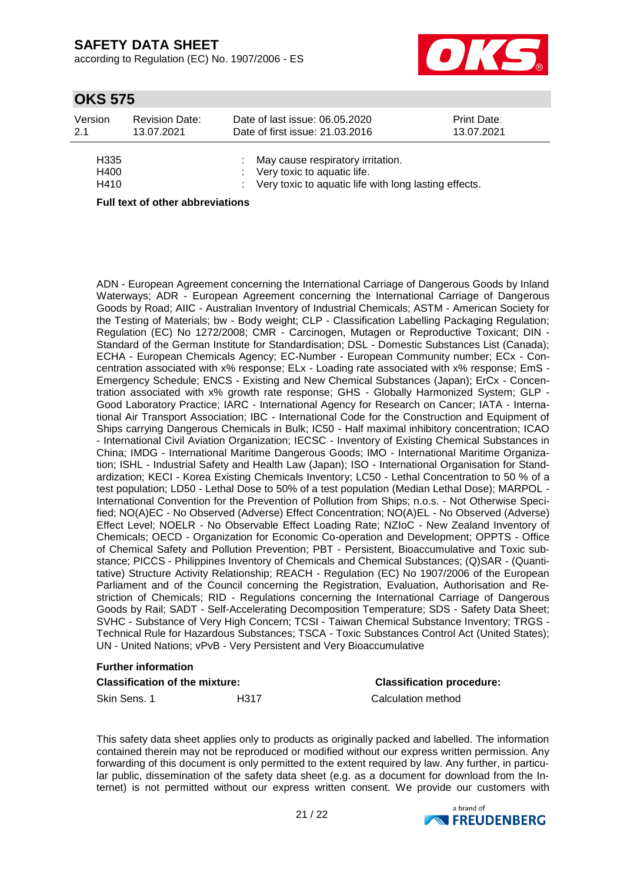| | | |
|---|---|---|
| H335 | : | May cause respiratory irritation. |
| H400 | : | Very toxic to aquatic life. |
| H410 | : | Very toxic to aquatic life with long lasting effects. |

**Full text of other abbreviations**

ADN - European Agreement concerning the International Carriage of Dangerous Goods by Inland Waterways; ADR - European Agreement concerning the International Carriage of Dangerous Goods by Road; AIIC - Australian Inventory of Industrial Chemicals; ASTM - American Society for the Testing of Materials; bw - Body weight; CLP - Classification Labelling Packaging Regulation; Regulation (EC) No 1272/2008; CMR - Carcinogen, Mutagen or Reproductive Toxicant; DIN - Standard of the German Institute for Standardisation; DSL - Domestic Substances List (Canada); ECHA - European Chemicals Agency; EC-Number - European Community number; ECx - Concentration associated with x% response; ELx - Loading rate associated with x% response; EmS - Emergency Schedule; ENCS - Existing and New Chemical Substances (Japan); ErCx - Concentration associated with x% growth rate response; GHS - Globally Harmonized System; GLP - Good Laboratory Practice; IARC - International Agency for Research on Cancer; IATA - International Air Transport Association; IBC - International Code for the Construction and Equipment of Ships carrying Dangerous Chemicals in Bulk; IC50 - Half maximal inhibitory concentration; ICAO - International Civil Aviation Organization; IECSC - Inventory of Existing Chemical Substances in China; IMDG - International Maritime Dangerous Goods; IMO - International Maritime Organization; ISHL - Industrial Safety and Health Law (Japan); ISO - International Organisation for Standardization; KECI - Korea Existing Chemicals Inventory; LC50 - Lethal Concentration to 50 % of a test population; LD50 - Lethal Dose to 50% of a test population (Median Lethal Dose); MARPOL - International Convention for the Prevention of Pollution from Ships; n.o.s. - Not Otherwise Specified; NO(A)EC - No Observed (Adverse) Effect Concentration; NO(A)EL - No Observed (Adverse) Effect Level; NOELR - No Observable Effect Loading Rate; NZIoC - New Zealand Inventory of Chemicals; OECD - Organization for Economic Co-operation and Development; OPPTS - Office of Chemical Safety and Pollution Prevention; PBT - Persistent, Bioaccumulative and Toxic substance; PICCS - Philippines Inventory of Chemicals and Chemical Substances; (Q)SAR - (Quantitative) Structure Activity Relationship; REACH - Regulation (EC) No 1907/2006 of the European Parliament and of the Council concerning the Registration, Evaluation, Authorisation and Restriction of Chemicals; RID - Regulations concerning the International Carriage of Dangerous Goods by Rail; SADT - Self-Accelerating Decomposition Temperature; SDS - Safety Data Sheet; SVHC - Substance of Very High Concern; TCSI - Taiwan Chemical Substance Inventory; TRGS - Technical Rule for Hazardous Substances; TSCA - Toxic Substances Control Act (United States); UN - United Nations; vPvB - Very Persistent and Very Bioaccumulative

**Further information**

| **Classification of the mixture:** | | **Classification procedure:** |
|---|---|---|
| Skin Sens. 1 | H317 | Calculation method |

This safety data sheet applies only to products as originally packed and labelled. The information contained therein may not be reproduced or modified without our express written permission. Any forwarding of this document is only permitted to the extent required by law. Any further, in particular public, dissemination of the safety data sheet (e.g. as a document for download from the Internet) is not permitted without our express written consent. We provide our customers with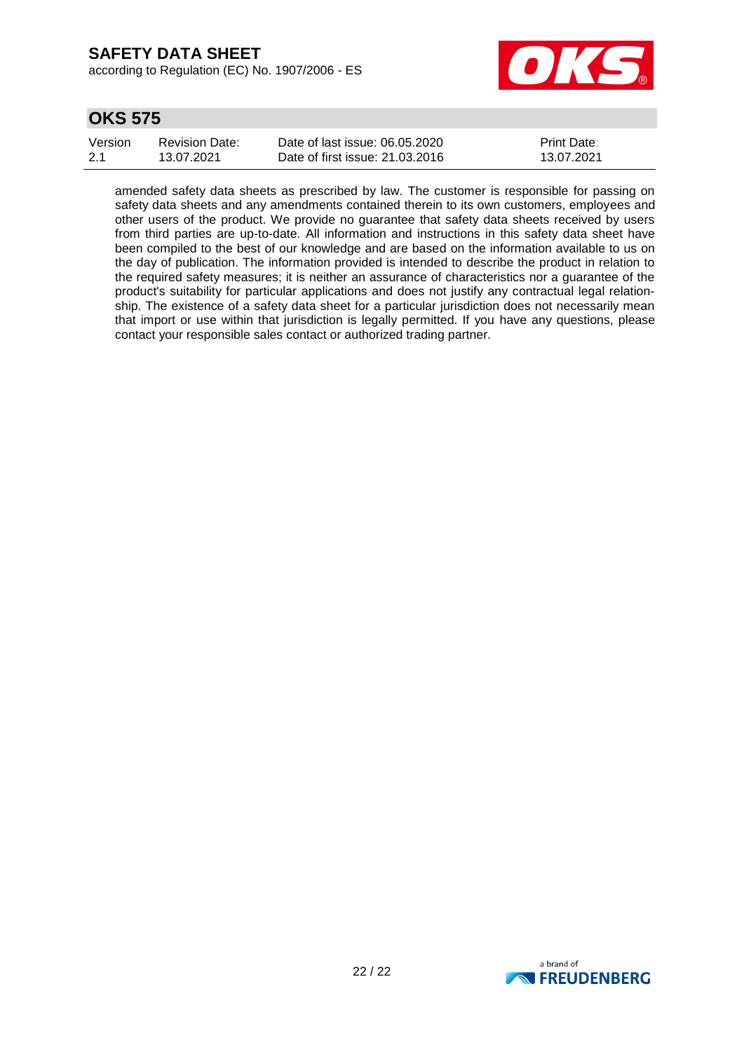amended safety data sheets as prescribed by law. The customer is responsible for passing on safety data sheets and any amendments contained therein to its own customers, employees and other users of the product. We provide no guarantee that safety data sheets received by users from third parties are up-to-date. All information and instructions in this safety data sheet have been compiled to the best of our knowledge and are based on the information available to us on the day of publication. The information provided is intended to describe the product in relation to the required safety measures; it is neither an assurance of characteristics nor a guarantee of the product's suitability for particular applications and does not justify any contractual legal relationship. The existence of a safety data sheet for a particular jurisdiction does not necessarily mean that import or use within that jurisdiction is legally permitted. If you have any questions, please contact your responsible sales contact or authorized trading partner.